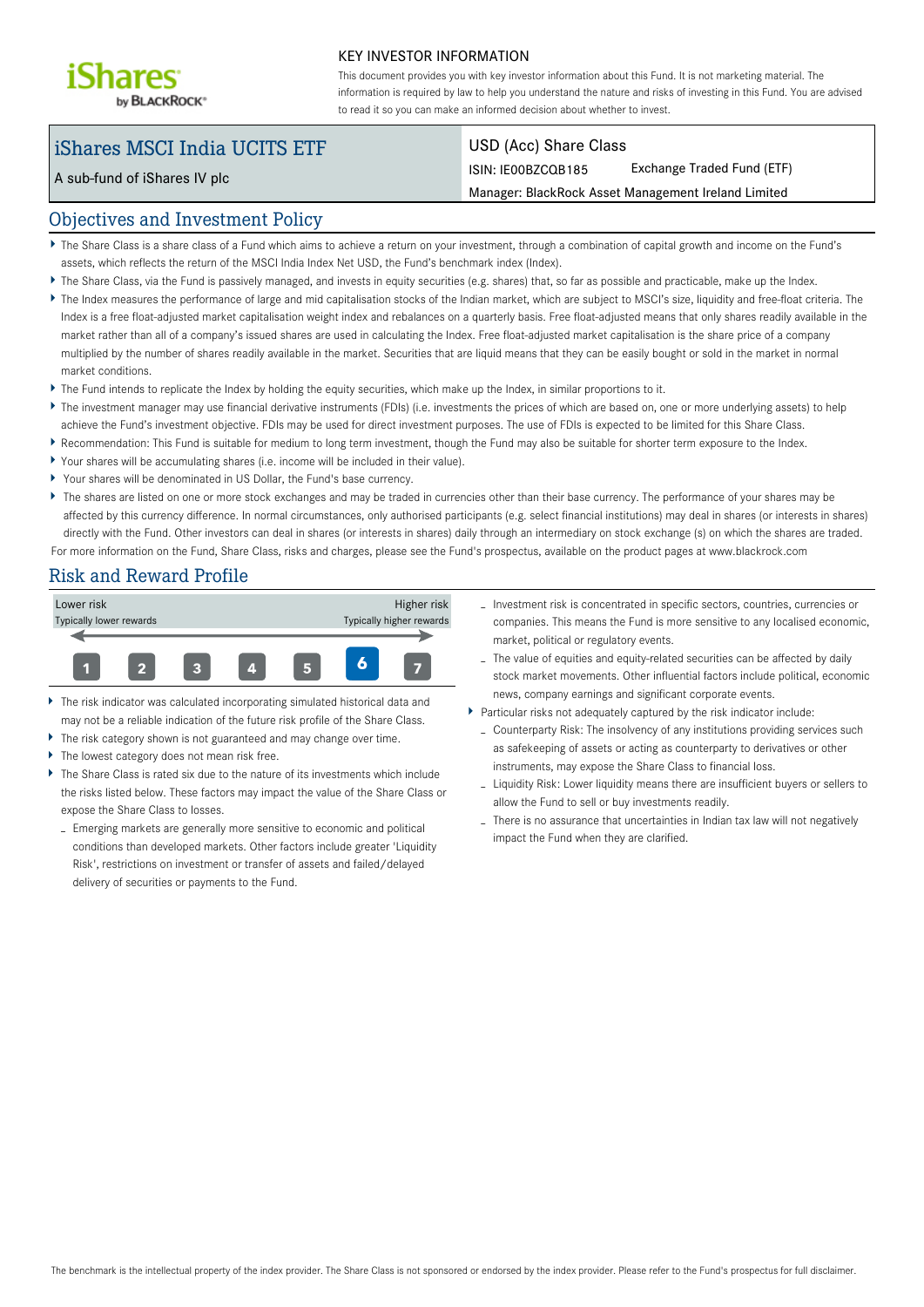KEY INVESTOR INFORMATION

This document provides you with key investor information about this Fund. It is not marketing material. The information is required by law to help you understand the nature and risks of investing in this Fund. You are advised to read it so you can make an informed decision about whether to invest.

# iShares MSCI India UCITS ETF

A sub-fund of iShares IV plc

USD (Acc) Share Class

ISIN: IE00BZCQB185 Exchange Traded Fund (ETF)

Manager: BlackRock Asset Management Ireland Limited

## Objectives and Investment Policy

- The Share Class is a share class of a Fund which aims to achieve a return on your investment, through a combination of capital growth and income on the Fund's assets, which reflects the return of the MSCI India Index Net USD, the Fund's benchmark index (Index).
- The Share Class, via the Fund is passively managed, and invests in equity securities (e.g. shares) that, so far as possible and practicable, make up the Index.
- The Index measures the performance of large and mid capitalisation stocks of the Indian market, which are subject to MSCI's size, liquidity and free-float criteria. The Index is a free float-adjusted market capitalisation weight index and rebalances on a quarterly basis. Free float-adjusted means that only shares readily available in the market rather than all of a company's issued shares are used in calculating the Index. Free float-adjusted market capitalisation is the share price of a company multiplied by the number of shares readily available in the market. Securities that are liquid means that they can be easily bought or sold in the market in normal market conditions.
- The Fund intends to replicate the Index by holding the equity securities, which make up the Index, in similar proportions to it.
- The investment manager may use financial derivative instruments (FDIs) (i.e. investments the prices of which are based on, one or more underlying assets) to help achieve the Fund's investment objective. FDIs may be used for direct investment purposes. The use of FDIs is expected to be limited for this Share Class.
- Recommendation: This Fund is suitable for medium to long term investment, though the Fund may also be suitable for shorter term exposure to the Index.
- Your shares will be accumulating shares (i.e. income will be included in their value).
- Your shares will be denominated in US Dollar, the Fund's base currency.
- The shares are listed on one or more stock exchanges and may be traded in currencies other than their base currency. The performance of your shares may be affected by this currency difference. In normal circumstances, only authorised participants (e.g. select financial institutions) may deal in shares (or interests in shares) directly with the Fund. Other investors can deal in shares (or interests in shares) daily through an intermediary on stock exchange (s) on which the shares are traded.

For more information on the Fund, Share Class, risks and charges, please see the Fund's prospectus, available on the product pages at www.blackrock.com

## Risk and Reward Profile

| Lower risk | | | | | | Higher risk |
|---|---|---|---|---|---|---|
| Typically lower rewards | | | | | | Typically higher rewards |
| 1 | 2 | 3 | 4 | 5 | **6** | 7 |

- The risk indicator was calculated incorporating simulated historical data and may not be a reliable indication of the future risk profile of the Share Class.
- The risk category shown is not guaranteed and may change over time.
- The lowest category does not mean risk free.
- The Share Class is rated six due to the nature of its investments which include the risks listed below. These factors may impact the value of the Share Class or expose the Share Class to losses.
  - Emerging markets are generally more sensitive to economic and political conditions than developed markets. Other factors include greater 'Liquidity Risk', restrictions on investment or transfer of assets and failed/delayed delivery of securities or payments to the Fund.
  - Investment risk is concentrated in specific sectors, countries, currencies or companies. This means the Fund is more sensitive to any localised economic, market, political or regulatory events.
  - The value of equities and equity-related securities can be affected by daily stock market movements. Other influential factors include political, economic news, company earnings and significant corporate events.
- Particular risks not adequately captured by the risk indicator include:
  - Counterparty Risk: The insolvency of any institutions providing services such as safekeeping of assets or acting as counterparty to derivatives or other instruments, may expose the Share Class to financial loss.
  - Liquidity Risk: Lower liquidity means there are insufficient buyers or sellers to allow the Fund to sell or buy investments readily.
  - There is no assurance that uncertainties in Indian tax law will not negatively impact the Fund when they are clarified.

The benchmark is the intellectual property of the index provider. The Share Class is not sponsored or endorsed by the index provider. Please refer to the Fund's prospectus for full disclaimer.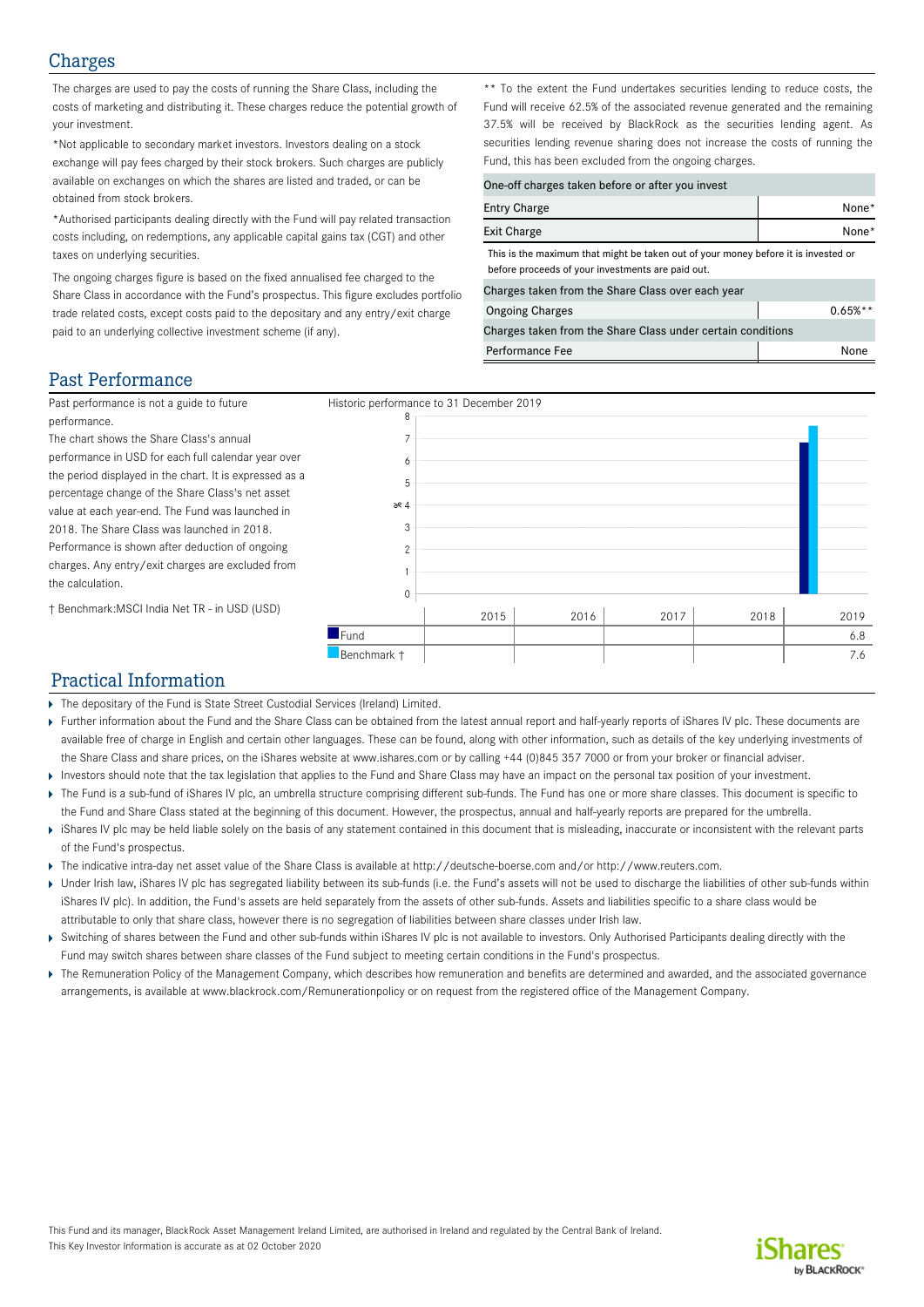## Charges

The charges are used to pay the costs of running the Share Class, including the costs of marketing and distributing it. These charges reduce the potential growth of your investment.

*Not applicable to secondary market investors. Investors dealing on a stock exchange will pay fees charged by their stock brokers. Such charges are publicly available on exchanges on which the shares are listed and traded, or can be obtained from stock brokers.

*Authorised participants dealing directly with the Fund will pay related transaction costs including, on redemptions, any applicable capital gains tax (CGT) and other taxes on underlying securities.

The ongoing charges figure is based on the fixed annualised fee charged to the Share Class in accordance with the Fund's prospectus. This figure excludes portfolio trade related costs, except costs paid to the depositary and any entry/exit charge paid to an underlying collective investment scheme (if any).

** To the extent the Fund undertakes securities lending to reduce costs, the Fund will receive 62.5% of the associated revenue generated and the remaining 37.5% will be received by BlackRock as the securities lending agent. As securities lending revenue sharing does not increase the costs of running the Fund, this has been excluded from the ongoing charges.

| One-off charges taken before or after you invest | |
|---|---|
| Entry Charge | None* |
| Exit Charge | None* |
| This is the maximum that might be taken out of your money before it is invested or before proceeds of your investments are paid out. | |
| **Charges taken from the Share Class over each year** | |
| Ongoing Charges | 0.65%** |
| **Charges taken from the Share Class under certain conditions** | |
| Performance Fee | None |

## Past Performance

Past performance is not a guide to future performance.

The chart shows the Share Class's annual performance in USD for each full calendar year over the period displayed in the chart. It is expressed as a percentage change of the Share Class's net asset value at each year-end. The Fund was launched in 2018. The Share Class was launched in 2018.

Performance is shown after deduction of ongoing charges. Any entry/exit charges are excluded from the calculation.

† Benchmark:MSCI India Net TR - in USD (USD)

Historic performance to 31 December 2019

%

8
7
6
5
4
3
2
1
0

2015 2016 2017 2018 2019

Fund 6.8

Benchmark † 7.6

## Practical Information

- The depositary of the Fund is State Street Custodial Services (Ireland) Limited.
- Further information about the Fund and the Share Class can be obtained from the latest annual report and half-yearly reports of iShares IV plc. These documents are available free of charge in English and certain other languages. These can be found, along with other information, such as details of the key underlying investments of the Share Class and share prices, on the iShares website at www.ishares.com or by calling +44 (0)845 357 7000 or from your broker or financial adviser.
- Investors should note that the tax legislation that applies to the Fund and Share Class may have an impact on the personal tax position of your investment.
- The Fund is a sub-fund of iShares IV plc, an umbrella structure comprising different sub-funds. The Fund has one or more share classes. This document is specific to the Fund and Share Class stated at the beginning of this document. However, the prospectus, annual and half-yearly reports are prepared for the umbrella.
- iShares IV plc may be held liable solely on the basis of any statement contained in this document that is misleading, inaccurate or inconsistent with the relevant parts of the Fund's prospectus.
- The indicative intra-day net asset value of the Share Class is available at http://deutsche-boerse.com and/or http://www.reuters.com.
- Under Irish law, iShares IV plc has segregated liability between its sub-funds (i.e. the Fund's assets will not be used to discharge the liabilities of other sub-funds within iShares IV plc). In addition, the Fund's assets are held separately from the assets of other sub-funds. Assets and liabilities specific to a share class would be attributable to only that share class, however there is no segregation of liabilities between share classes under Irish law.
- Switching of shares between the Fund and other sub-funds within iShares IV plc is not available to investors. Only Authorised Participants dealing directly with the Fund may switch shares between share classes of the Fund subject to meeting certain conditions in the Fund's prospectus.
- The Remuneration Policy of the Management Company, which describes how remuneration and benefits are determined and awarded, and the associated governance arrangements, is available at www.blackrock.com/Remunerationpolicy or on request from the registered office of the Management Company.

This Fund and its manager, BlackRock Asset Management Ireland Limited, are authorised in Ireland and regulated by the Central Bank of Ireland.
This Key Investor Information is accurate as at 02 October 2020